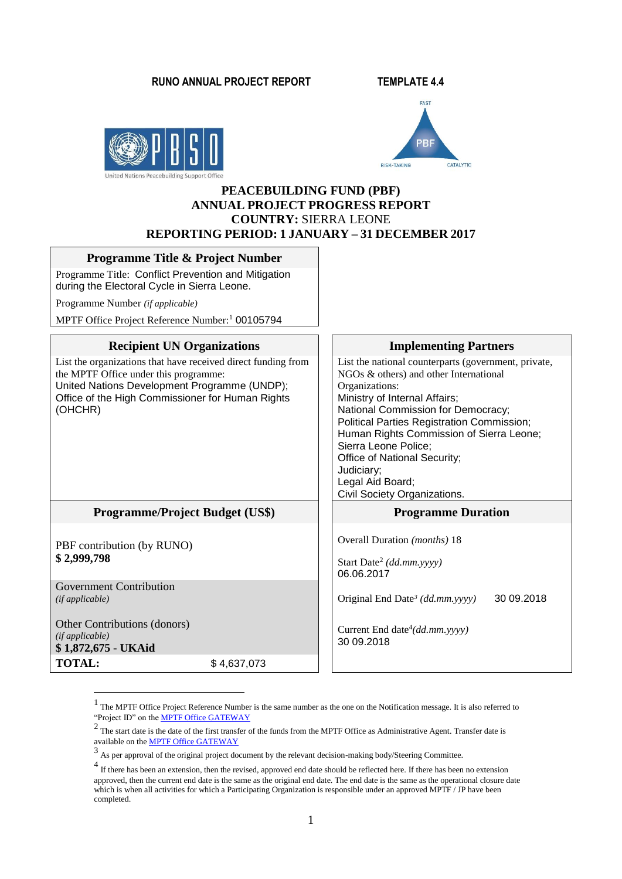RUNO ANNUAL PROJECT REPORT TEMPLATE 4.4

# PEACEBUILDING FUND (PBF)
# ANNUAL PROJECT PROGRESS REPORT
# COUNTRY: SIERRA LEONE
# REPORTING PERIOD: 1 JANUARY – 31 DECEMBER 2017

| Programme Title & Project Number |
|---|
| Programme Title: Conflict Prevention and Mitigation during the Electoral Cycle in Sierra Leone. |
| Programme Number *(if applicable)* |
| MPTF Office Project Reference Number:[1] 00105794 |

| Recipient UN Organizations | Implementing Partners |
|---|---|
| List the organizations that have received direct funding from the MPTF Office under this programme:<br>United Nations Development Programme (UNDP);<br>Office of the High Commissioner for Human Rights (OHCHR) | List the national counterparts (government, private, NGOs & others) and other International Organizations:<br>Ministry of Internal Affairs;<br>National Commission for Democracy;<br>Political Parties Registration Commission;<br>Human Rights Commission of Sierra Leone;<br>Sierra Leone Police;<br>Office of National Security;<br>Judiciary;<br>Legal Aid Board;<br>Civil Society Organizations. |
| **Programme/Project Budget (US$)** | **Programme Duration** |
| PBF contribution (by RUNO)<br>**$ 2,999,798** | Overall Duration *(months)* 18<br><br>Start Date[2] *(dd.mm.yyyy)*<br>06.06.2017 |
| Government Contribution<br>*(if applicable)* | Original End Date[3] *(dd.mm.yyyy)* 30 09.2018 |
| Other Contributions (donors)<br>*(if applicable)*<br>**$ 1,872,675 - UKAid** | Current End date[4] *(dd.mm.yyyy)*<br>30 09.2018 |
| **TOTAL:** $ 4,637,073 | |

[1] The MPTF Office Project Reference Number is the same number as the one on the Notification message. It is also referred to "Project ID" on the MPTF Office GATEWAY

[2] The start date is the date of the first transfer of the funds from the MPTF Office as Administrative Agent. Transfer date is available on the MPTF Office GATEWAY

[3] As per approval of the original project document by the relevant decision-making body/Steering Committee.

[4] If there has been an extension, then the revised, approved end date should be reflected here. If there has been no extension approved, then the current end date is the same as the original end date. The end date is the same as the operational closure date which is when all activities for which a Participating Organization is responsible under an approved MPTF / JP have been completed.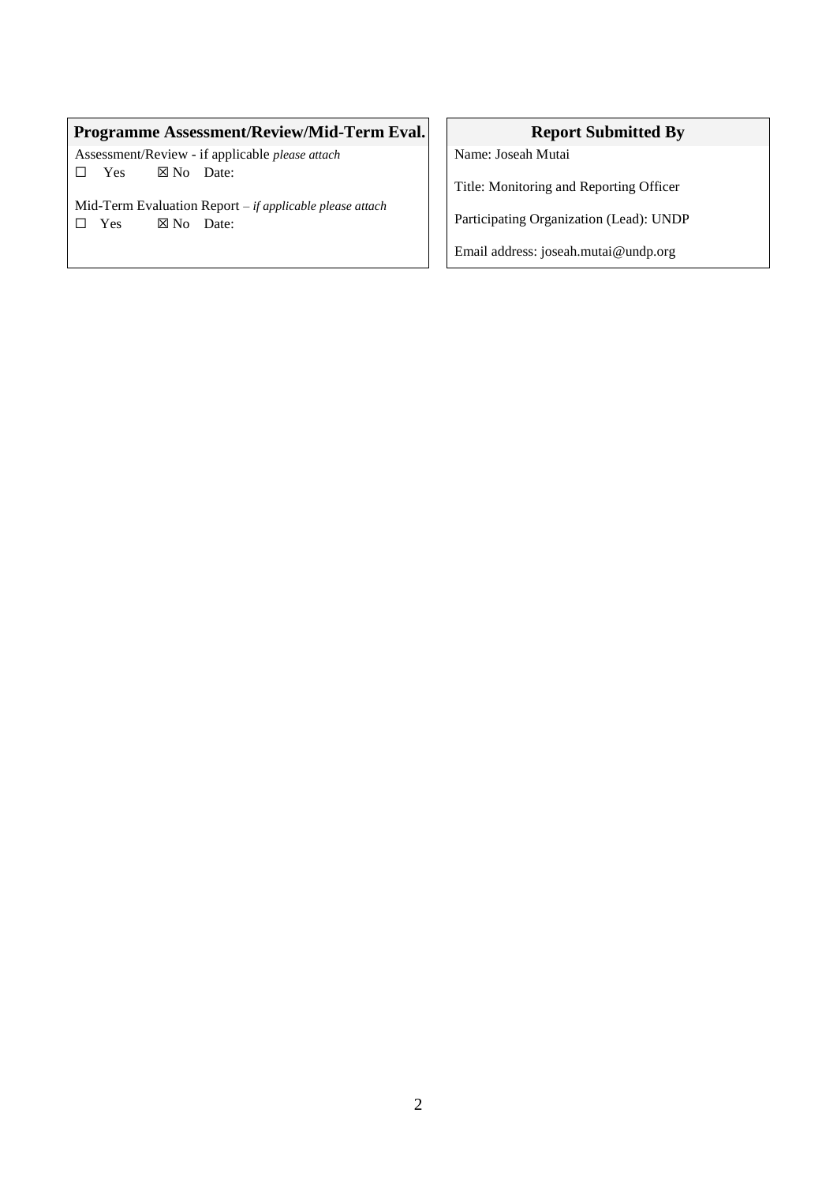| Programme Assessment/Review/Mid-Term Eval. | Report Submitted By |
|---|---|
| Assessment/Review - if applicable *please attach*<br>☐ Yes ☒ No Date:<br><br>Mid-Term Evaluation Report – *if applicable please attach*<br>☐ Yes ☒ No Date: | Name: Joseah Mutai<br><br>Title: Monitoring and Reporting Officer<br><br>Participating Organization (Lead): UNDP<br><br>Email address: joseah.mutai@undp.org |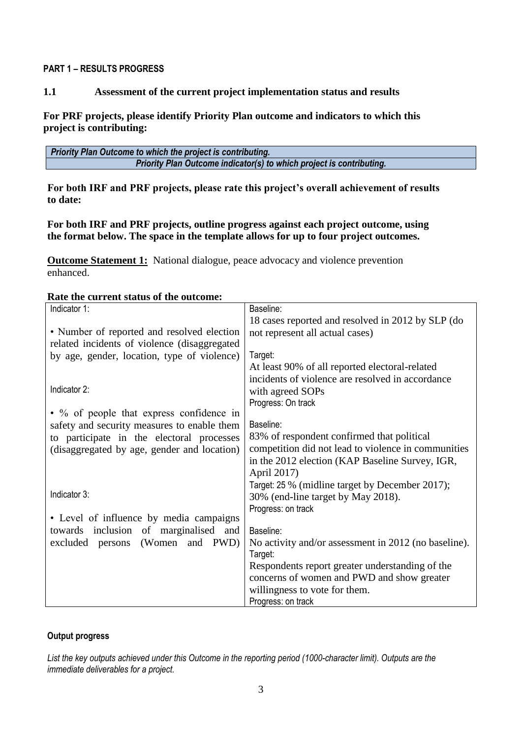**PART 1 – RESULTS PROGRESS**

## 1.1 Assessment of the current project implementation status and results

**For PRF projects, please identify Priority Plan outcome and indicators to which this project is contributing:**

| *Priority Plan Outcome to which the project is contributing.* |
|---|
| *Priority Plan Outcome indicator(s) to which project is contributing.* |

**For both IRF and PRF projects, please rate this project's overall achievement of results to date:**

**For both IRF and PRF projects, outline progress against each project outcome, using the format below. The space in the template allows for up to four project outcomes.**

**Outcome Statement 1:** National dialogue, peace advocacy and violence prevention enhanced.

**Rate the current status of the outcome:**

| Indicator | Baseline / Target / Progress |
|---|---|
| Indicator 1:<br><br>• Number of reported and resolved election related incidents of violence (disaggregated by age, gender, location, type of violence) | Baseline:<br>18 cases reported and resolved in 2012 by SLP (do not represent all actual cases)<br><br>Target:<br>At least 90% of all reported electoral-related incidents of violence are resolved in accordance with agreed SOPs<br>Progress: On track |
| Indicator 2:<br><br>• % of people that express confidence in safety and security measures to enable them to participate in the electoral processes (disaggregated by age, gender and location) | Baseline:<br>83% of respondent confirmed that political competition did not lead to violence in communities in the 2012 election (KAP Baseline Survey, IGR, April 2017)<br>Target: 25 % (midline target by December 2017); 30% (end-line target by May 2018).<br>Progress: on track |
| Indicator 3:<br><br>• Level of influence by media campaigns towards inclusion of marginalised and excluded persons (Women and PWD) | Baseline:<br>No activity and/or assessment in 2012 (no baseline).<br>Target:<br>Respondents report greater understanding of the concerns of women and PWD and show greater willingness to vote for them.<br>Progress: on track |

**Output progress**

*List the key outputs achieved under this Outcome in the reporting period (1000-character limit). Outputs are the immediate deliverables for a project.*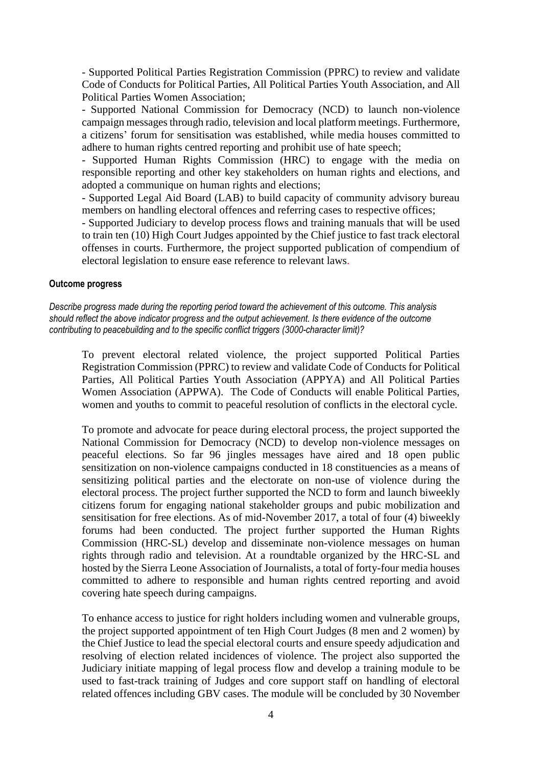- Supported Political Parties Registration Commission (PPRC) to review and validate Code of Conducts for Political Parties, All Political Parties Youth Association, and All Political Parties Women Association;

- Supported National Commission for Democracy (NCD) to launch non-violence campaign messages through radio, television and local platform meetings. Furthermore, a citizens' forum for sensitisation was established, while media houses committed to adhere to human rights centred reporting and prohibit use of hate speech;

- Supported Human Rights Commission (HRC) to engage with the media on responsible reporting and other key stakeholders on human rights and elections, and adopted a communique on human rights and elections;

- Supported Legal Aid Board (LAB) to build capacity of community advisory bureau members on handling electoral offences and referring cases to respective offices;

- Supported Judiciary to develop process flows and training manuals that will be used to train ten (10) High Court Judges appointed by the Chief justice to fast track electoral offenses in courts. Furthermore, the project supported publication of compendium of electoral legislation to ensure ease reference to relevant laws.

#### Outcome progress

*Describe progress made during the reporting period toward the achievement of this outcome. This analysis should reflect the above indicator progress and the output achievement. Is there evidence of the outcome contributing to peacebuilding and to the specific conflict triggers (3000-character limit)?*

To prevent electoral related violence, the project supported Political Parties Registration Commission (PPRC) to review and validate Code of Conducts for Political Parties, All Political Parties Youth Association (APPYA) and All Political Parties Women Association (APPWA). The Code of Conducts will enable Political Parties, women and youths to commit to peaceful resolution of conflicts in the electoral cycle.

To promote and advocate for peace during electoral process, the project supported the National Commission for Democracy (NCD) to develop non-violence messages on peaceful elections. So far 96 jingles messages have aired and 18 open public sensitization on non-violence campaigns conducted in 18 constituencies as a means of sensitizing political parties and the electorate on non-use of violence during the electoral process. The project further supported the NCD to form and launch biweekly citizens forum for engaging national stakeholder groups and pubic mobilization and sensitisation for free elections. As of mid-November 2017, a total of four (4) biweekly forums had been conducted. The project further supported the Human Rights Commission (HRC-SL) develop and disseminate non-violence messages on human rights through radio and television. At a roundtable organized by the HRC-SL and hosted by the Sierra Leone Association of Journalists, a total of forty-four media houses committed to adhere to responsible and human rights centred reporting and avoid covering hate speech during campaigns.

To enhance access to justice for right holders including women and vulnerable groups, the project supported appointment of ten High Court Judges (8 men and 2 women) by the Chief Justice to lead the special electoral courts and ensure speedy adjudication and resolving of election related incidences of violence. The project also supported the Judiciary initiate mapping of legal process flow and develop a training module to be used to fast-track training of Judges and core support staff on handling of electoral related offences including GBV cases. The module will be concluded by 30 November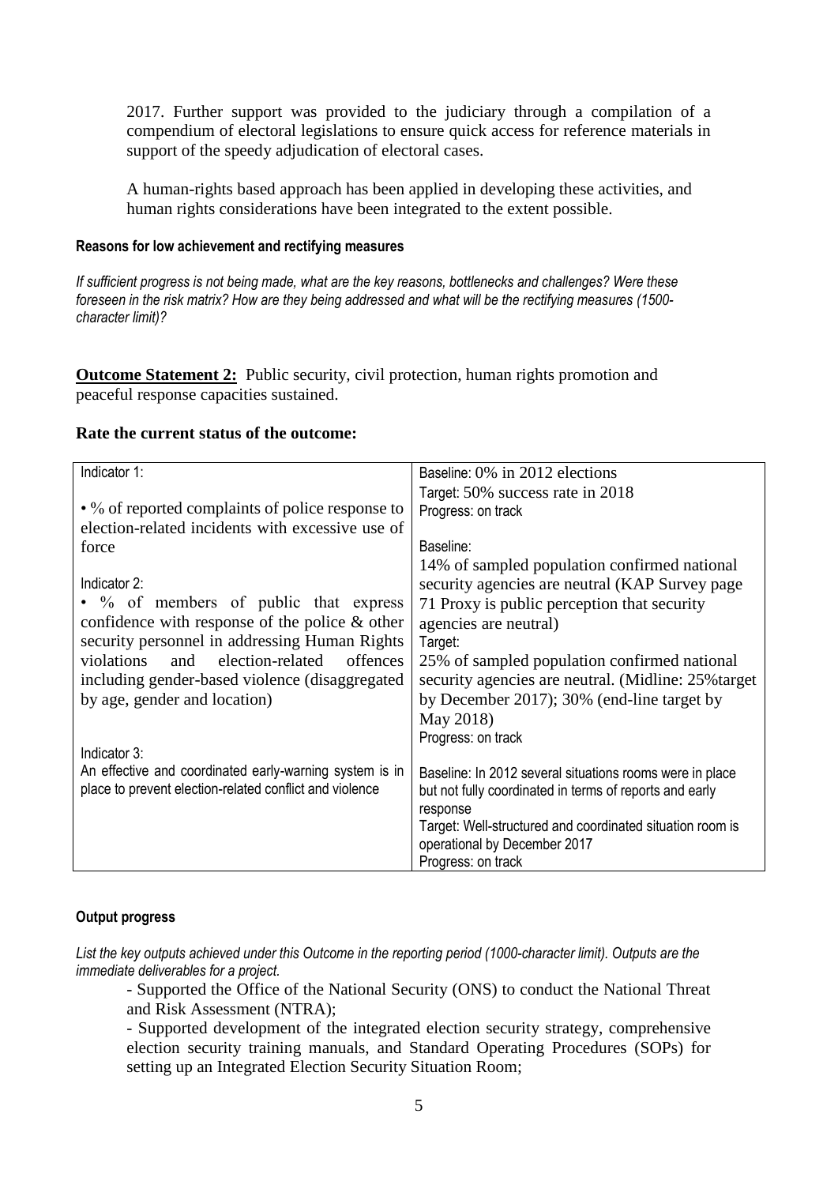2017. Further support was provided to the judiciary through a compilation of a compendium of electoral legislations to ensure quick access for reference materials in support of the speedy adjudication of electoral cases.

A human-rights based approach has been applied in developing these activities, and human rights considerations have been integrated to the extent possible.

#### Reasons for low achievement and rectifying measures

*If sufficient progress is not being made, what are the key reasons, bottlenecks and challenges? Were these foreseen in the risk matrix? How are they being addressed and what will be the rectifying measures (1500-character limit)?*

**<u>Outcome Statement 2:</u>** Public security, civil protection, human rights promotion and peaceful response capacities sustained.

### Rate the current status of the outcome:

| | |
|---|---|
| Indicator 1:<br><br>• % of reported complaints of police response to election-related incidents with excessive use of force | Baseline: 0% in 2012 elections<br>Target: 50% success rate in 2018<br>Progress: on track |
| Indicator 2:<br>• % of members of public that express confidence with response of the police & other security personnel in addressing Human Rights violations and election-related offences including gender-based violence (disaggregated by age, gender and location) | Baseline:<br>14% of sampled population confirmed national security agencies are neutral (KAP Survey page 71 Proxy is public perception that security agencies are neutral)<br>Target:<br>25% of sampled population confirmed national security agencies are neutral. (Midline: 25%target by December 2017); 30% (end-line target by May 2018)<br>Progress: on track |
| Indicator 3:<br>An effective and coordinated early-warning system is in place to prevent election-related conflict and violence | Baseline: In 2012 several situations rooms were in place but not fully coordinated in terms of reports and early response<br>Target: Well-structured and coordinated situation room is operational by December 2017<br>Progress: on track |

#### Output progress

*List the key outputs achieved under this Outcome in the reporting period (1000-character limit). Outputs are the immediate deliverables for a project.*

- Supported the Office of the National Security (ONS) to conduct the National Threat and Risk Assessment (NTRA);
- Supported development of the integrated election security strategy, comprehensive election security training manuals, and Standard Operating Procedures (SOPs) for setting up an Integrated Election Security Situation Room;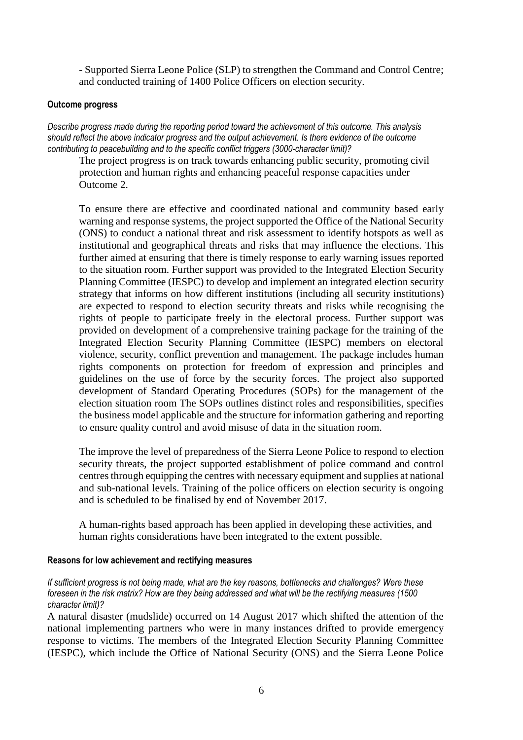- Supported Sierra Leone Police (SLP) to strengthen the Command and Control Centre; and conducted training of 1400 Police Officers on election security.

**Outcome progress**

*Describe progress made during the reporting period toward the achievement of this outcome. This analysis should reflect the above indicator progress and the output achievement. Is there evidence of the outcome contributing to peacebuilding and to the specific conflict triggers (3000-character limit)?*

The project progress is on track towards enhancing public security, promoting civil protection and human rights and enhancing peaceful response capacities under Outcome 2.

To ensure there are effective and coordinated national and community based early warning and response systems, the project supported the Office of the National Security (ONS) to conduct a national threat and risk assessment to identify hotspots as well as institutional and geographical threats and risks that may influence the elections. This further aimed at ensuring that there is timely response to early warning issues reported to the situation room. Further support was provided to the Integrated Election Security Planning Committee (IESPC) to develop and implement an integrated election security strategy that informs on how different institutions (including all security institutions) are expected to respond to election security threats and risks while recognising the rights of people to participate freely in the electoral process. Further support was provided on development of a comprehensive training package for the training of the Integrated Election Security Planning Committee (IESPC) members on electoral violence, security, conflict prevention and management. The package includes human rights components on protection for freedom of expression and principles and guidelines on the use of force by the security forces. The project also supported development of Standard Operating Procedures (SOPs) for the management of the election situation room The SOPs outlines distinct roles and responsibilities, specifies the business model applicable and the structure for information gathering and reporting to ensure quality control and avoid misuse of data in the situation room.

The improve the level of preparedness of the Sierra Leone Police to respond to election security threats, the project supported establishment of police command and control centres through equipping the centres with necessary equipment and supplies at national and sub-national levels. Training of the police officers on election security is ongoing and is scheduled to be finalised by end of November 2017.

A human-rights based approach has been applied in developing these activities, and human rights considerations have been integrated to the extent possible.

**Reasons for low achievement and rectifying measures**

*If sufficient progress is not being made, what are the key reasons, bottlenecks and challenges? Were these foreseen in the risk matrix? How are they being addressed and what will be the rectifying measures (1500 character limit)?*

A natural disaster (mudslide) occurred on 14 August 2017 which shifted the attention of the national implementing partners who were in many instances drifted to provide emergency response to victims. The members of the Integrated Election Security Planning Committee (IESPC), which include the Office of National Security (ONS) and the Sierra Leone Police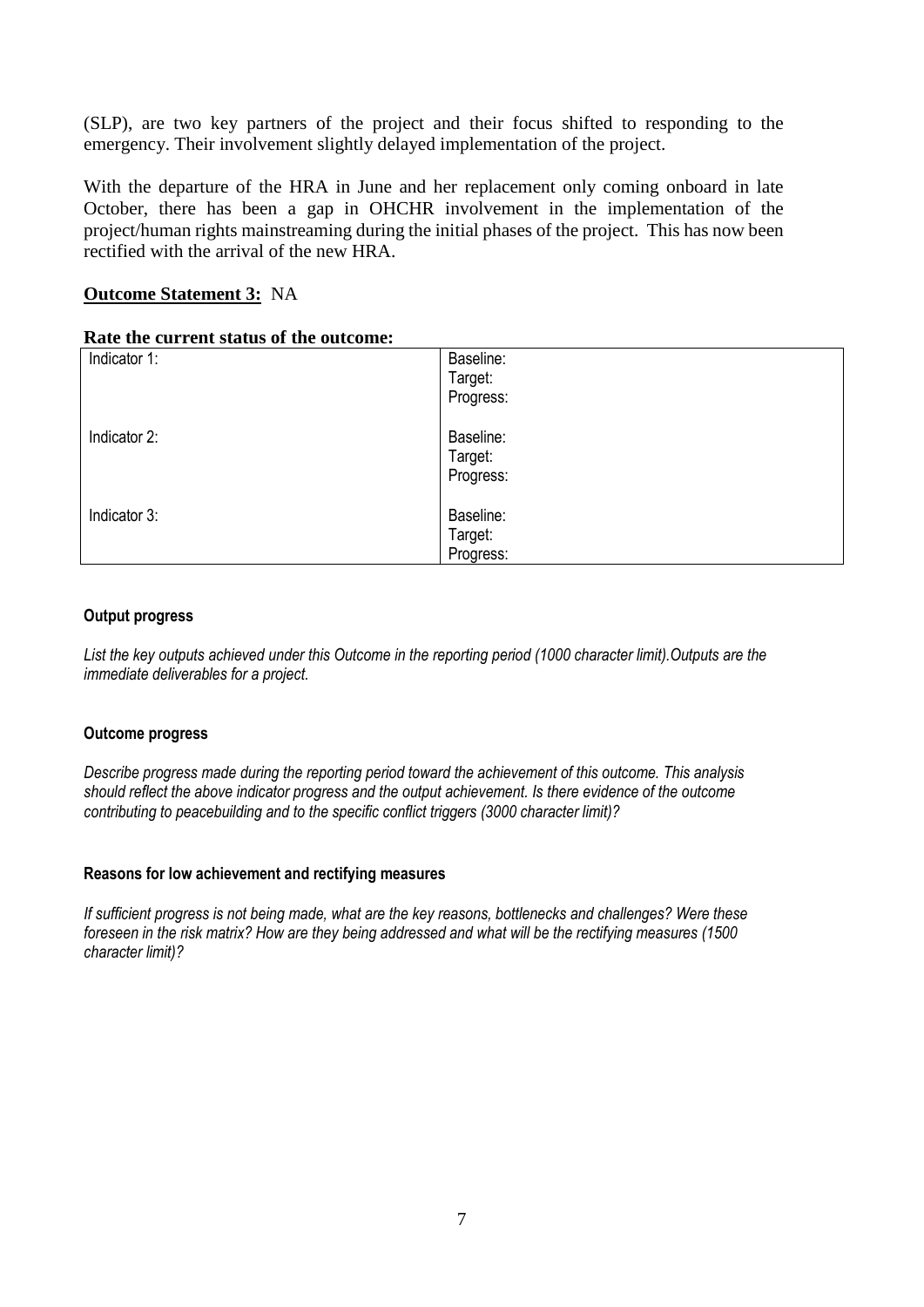(SLP), are two key partners of the project and their focus shifted to responding to the emergency. Their involvement slightly delayed implementation of the project.

With the departure of the HRA in June and her replacement only coming onboard in late October, there has been a gap in OHCHR involvement in the implementation of the project/human rights mainstreaming during the initial phases of the project. This has now been rectified with the arrival of the new HRA.

**Outcome Statement 3:** NA

**Rate the current status of the outcome:**

| | |
|---|---|
| Indicator 1: | Baseline:<br>Target:<br>Progress: |
| Indicator 2: | Baseline:<br>Target:<br>Progress: |
| Indicator 3: | Baseline:<br>Target:<br>Progress: |

**Output progress**

*List the key outputs achieved under this Outcome in the reporting period (1000 character limit).Outputs are the immediate deliverables for a project.*

**Outcome progress**

*Describe progress made during the reporting period toward the achievement of this outcome. This analysis should reflect the above indicator progress and the output achievement. Is there evidence of the outcome contributing to peacebuilding and to the specific conflict triggers (3000 character limit)?*

**Reasons for low achievement and rectifying measures**

*If sufficient progress is not being made, what are the key reasons, bottlenecks and challenges? Were these foreseen in the risk matrix? How are they being addressed and what will be the rectifying measures (1500 character limit)?*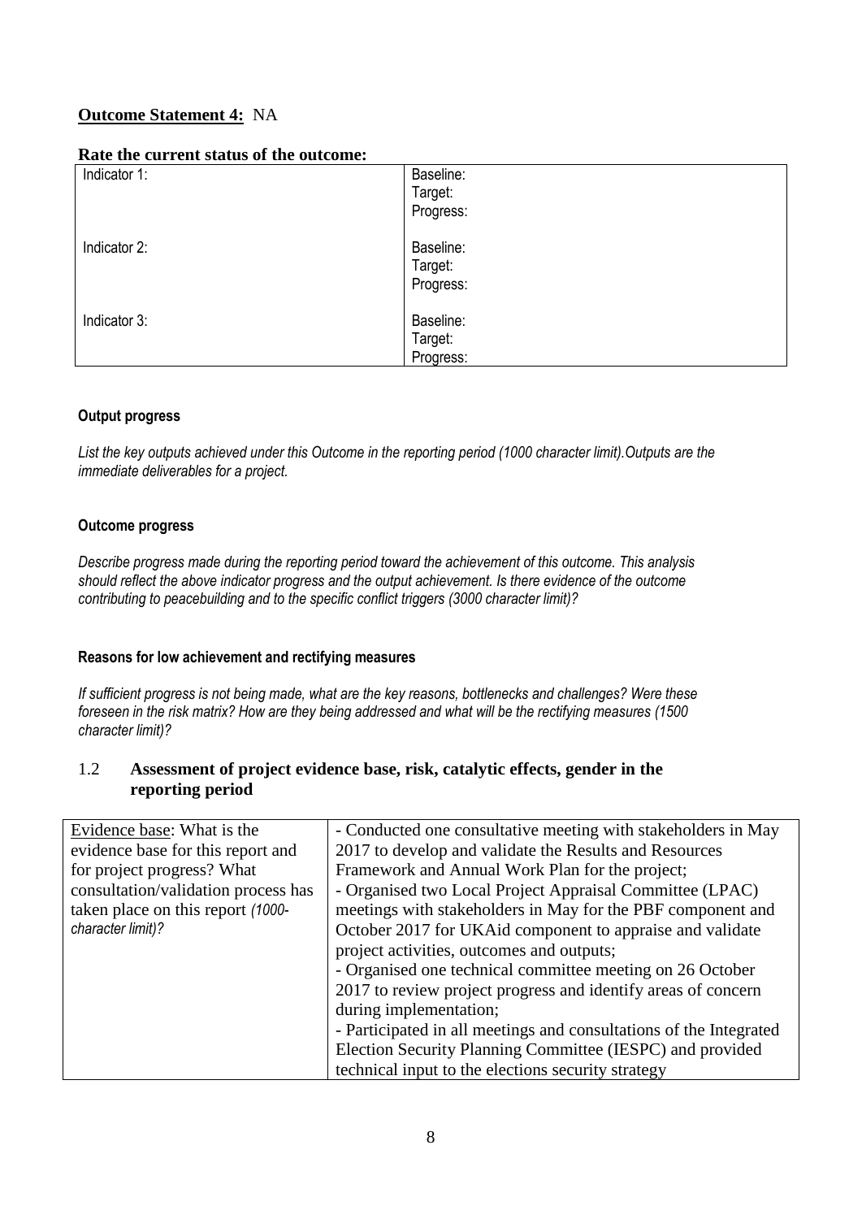**Outcome Statement 4:** NA

**Rate the current status of the outcome:**

| | |
|---|---|
| Indicator 1: | Baseline:<br>Target:<br>Progress: |
| Indicator 2: | Baseline:<br>Target:<br>Progress: |
| Indicator 3: | Baseline:<br>Target:<br>Progress: |

**Output progress**

*List the key outputs achieved under this Outcome in the reporting period (1000 character limit).Outputs are the immediate deliverables for a project.*

**Outcome progress**

*Describe progress made during the reporting period toward the achievement of this outcome. This analysis should reflect the above indicator progress and the output achievement. Is there evidence of the outcome contributing to peacebuilding and to the specific conflict triggers (3000 character limit)?*

**Reasons for low achievement and rectifying measures**

*If sufficient progress is not being made, what are the key reasons, bottlenecks and challenges? Were these foreseen in the risk matrix? How are they being addressed and what will be the rectifying measures (1500 character limit)?*

## 1.2 Assessment of project evidence base, risk, catalytic effects, gender in the reporting period

| | |
|---|---|
| Evidence base: What is the evidence base for this report and for project progress? What consultation/validation process has taken place on this report *(1000-character limit)?* | - Conducted one consultative meeting with stakeholders in May 2017 to develop and validate the Results and Resources Framework and Annual Work Plan for the project;<br>- Organised two Local Project Appraisal Committee (LPAC) meetings with stakeholders in May for the PBF component and October 2017 for UKAid component to appraise and validate project activities, outcomes and outputs;<br>- Organised one technical committee meeting on 26 October 2017 to review project progress and identify areas of concern during implementation;<br>- Participated in all meetings and consultations of the Integrated Election Security Planning Committee (IESPC) and provided technical input to the elections security strategy |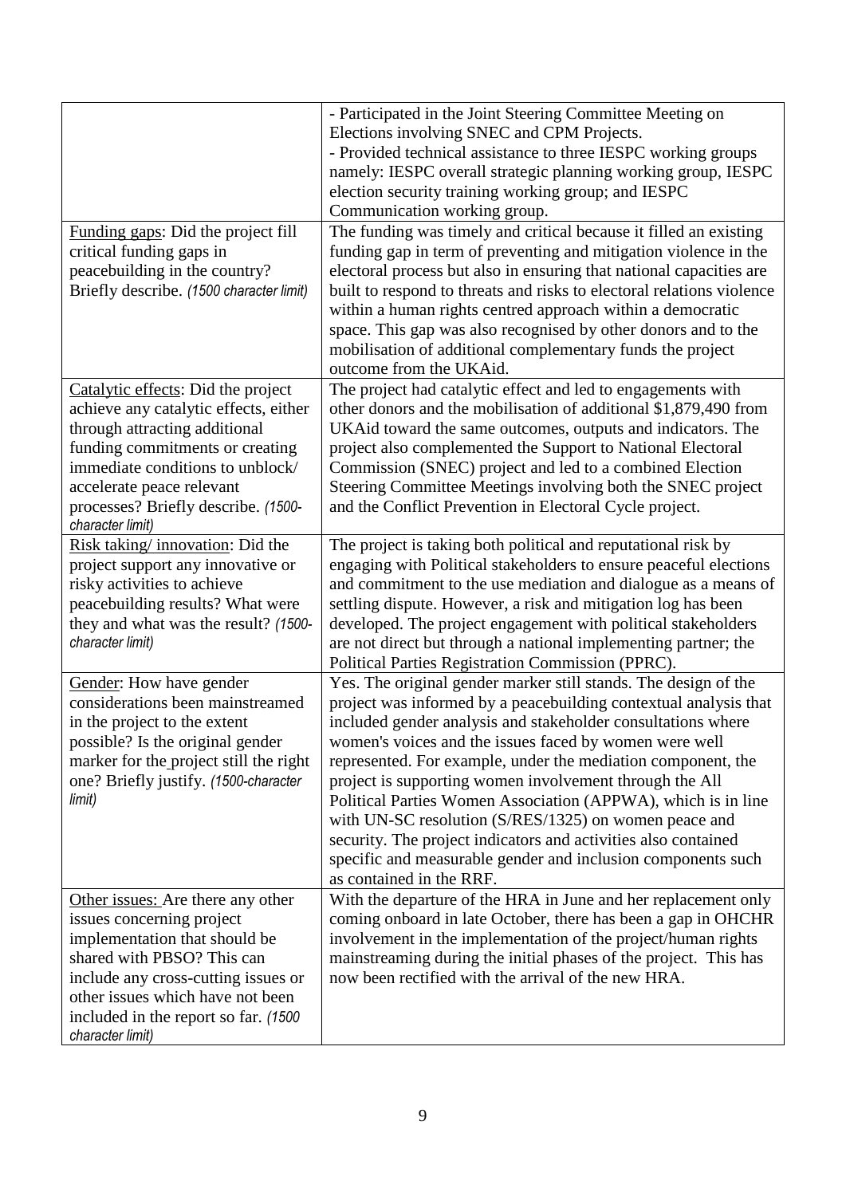| | |
|---|---|
| | - Participated in the Joint Steering Committee Meeting on Elections involving SNEC and CPM Projects.<br>- Provided technical assistance to three IESPC working groups namely: IESPC overall strategic planning working group, IESPC election security training working group; and IESPC Communication working group. |
| Funding gaps: Did the project fill critical funding gaps in peacebuilding in the country? Briefly describe. *(1500 character limit)* | The funding was timely and critical because it filled an existing funding gap in term of preventing and mitigation violence in the electoral process but also in ensuring that national capacities are built to respond to threats and risks to electoral relations violence within a human rights centred approach within a democratic space. This gap was also recognised by other donors and to the mobilisation of additional complementary funds the project outcome from the UKAid. |
| Catalytic effects: Did the project achieve any catalytic effects, either through attracting additional funding commitments or creating immediate conditions to unblock/ accelerate peace relevant processes? Briefly describe. *(1500-character limit)* | The project had catalytic effect and led to engagements with other donors and the mobilisation of additional $1,879,490 from UKAid toward the same outcomes, outputs and indicators. The project also complemented the Support to National Electoral Commission (SNEC) project and led to a combined Election Steering Committee Meetings involving both the SNEC project and the Conflict Prevention in Electoral Cycle project. |
| Risk taking/ innovation: Did the project support any innovative or risky activities to achieve peacebuilding results? What were they and what was the result? *(1500-character limit)* | The project is taking both political and reputational risk by engaging with Political stakeholders to ensure peaceful elections and commitment to the use mediation and dialogue as a means of settling dispute. However, a risk and mitigation log has been developed. The project engagement with political stakeholders are not direct but through a national implementing partner; the Political Parties Registration Commission (PPRC). |
| Gender: How have gender considerations been mainstreamed in the project to the extent possible? Is the original gender marker for the project still the right one? Briefly justify. *(1500-character limit)* | Yes. The original gender marker still stands. The design of the project was informed by a peacebuilding contextual analysis that included gender analysis and stakeholder consultations where women's voices and the issues faced by women were well represented. For example, under the mediation component, the project is supporting women involvement through the All Political Parties Women Association (APPWA), which is in line with UN-SC resolution (S/RES/1325) on women peace and security. The project indicators and activities also contained specific and measurable gender and inclusion components such as contained in the RRF. |
| Other issues: Are there any other issues concerning project implementation that should be shared with PBSO? This can include any cross-cutting issues or other issues which have not been included in the report so far. *(1500 character limit)* | With the departure of the HRA in June and her replacement only coming onboard in late October, there has been a gap in OHCHR involvement in the implementation of the project/human rights mainstreaming during the initial phases of the project. This has now been rectified with the arrival of the new HRA. |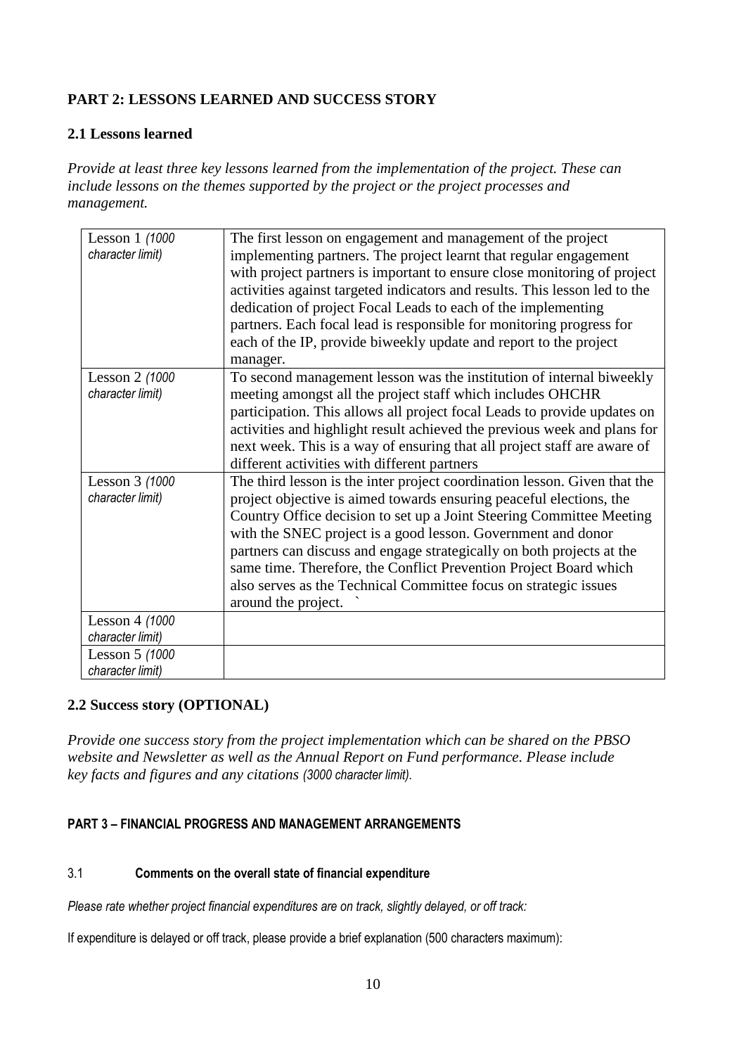## PART 2: LESSONS LEARNED AND SUCCESS STORY

### 2.1 Lessons learned

*Provide at least three key lessons learned from the implementation of the project. These can include lessons on the themes supported by the project or the project processes and management.*

| | |
|---|---|
| Lesson 1 *(1000 character limit)* | The first lesson on engagement and management of the project implementing partners. The project learnt that regular engagement with project partners is important to ensure close monitoring of project activities against targeted indicators and results. This lesson led to the dedication of project Focal Leads to each of the implementing partners. Each focal lead is responsible for monitoring progress for each of the IP, provide biweekly update and report to the project manager. |
| Lesson 2 *(1000 character limit)* | To second management lesson was the institution of internal biweekly meeting amongst all the project staff which includes OHCHR participation. This allows all project focal Leads to provide updates on activities and highlight result achieved the previous week and plans for next week. This is a way of ensuring that all project staff are aware of different activities with different partners |
| Lesson 3 *(1000 character limit)* | The third lesson is the inter project coordination lesson. Given that the project objective is aimed towards ensuring peaceful elections, the Country Office decision to set up a Joint Steering Committee Meeting with the SNEC project is a good lesson. Government and donor partners can discuss and engage strategically on both projects at the same time. Therefore, the Conflict Prevention Project Board which also serves as the Technical Committee focus on strategic issues around the project. ` |
| Lesson 4 *(1000 character limit)* | |
| Lesson 5 *(1000 character limit)* | |

### 2.2 Success story (OPTIONAL)

*Provide one success story from the project implementation which can be shared on the PBSO website and Newsletter as well as the Annual Report on Fund performance. Please include key facts and figures and any citations (3000 character limit).*

## PART 3 – FINANCIAL PROGRESS AND MANAGEMENT ARRANGEMENTS

### 3.1 Comments on the overall state of financial expenditure

*Please rate whether project financial expenditures are on track, slightly delayed, or off track:*

If expenditure is delayed or off track, please provide a brief explanation (500 characters maximum):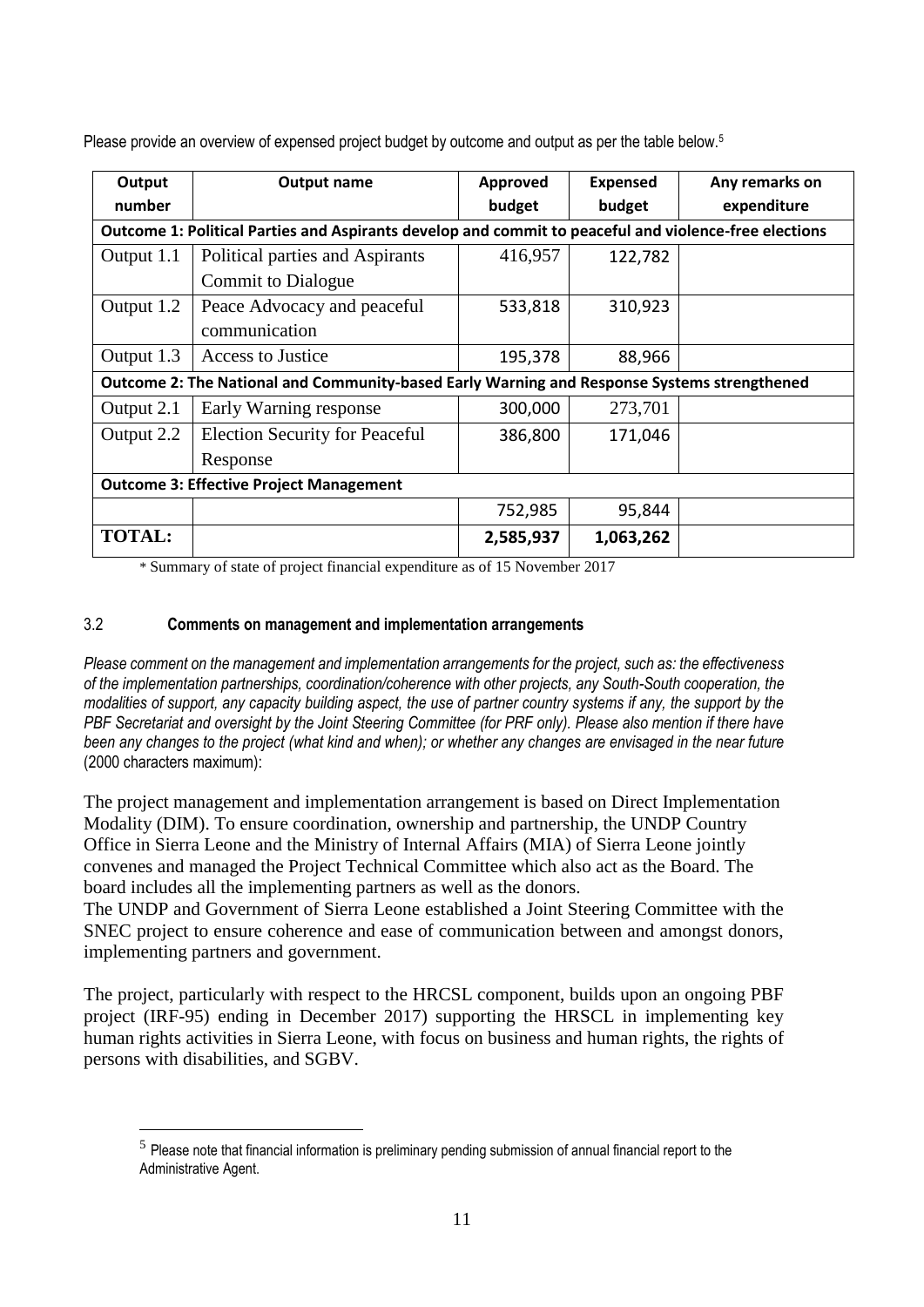Please provide an overview of expensed project budget by outcome and output as per the table below.[5]

| Output number | Output name | Approved budget | Expensed budget | Any remarks on expenditure |
|---|---|---|---|---|
| **Outcome 1: Political Parties and Aspirants develop and commit to peaceful and violence-free elections** | | | | |
| Output 1.1 | Political parties and Aspirants Commit to Dialogue | 416,957 | 122,782 | |
| Output 1.2 | Peace Advocacy and peaceful communication | 533,818 | 310,923 | |
| Output 1.3 | Access to Justice | 195,378 | 88,966 | |
| **Outcome 2: The National and Community-based Early Warning and Response Systems strengthened** | | | | |
| Output 2.1 | Early Warning response | 300,000 | 273,701 | |
| Output 2.2 | Election Security for Peaceful Response | 386,800 | 171,046 | |
| **Outcome 3: Effective Project Management** | | | | |
| | | 752,985 | 95,844 | |
| **TOTAL:** | | **2,585,937** | **1,063,262** | |

\* Summary of state of project financial expenditure as of 15 November 2017

### 3.2 Comments on management and implementation arrangements

*Please comment on the management and implementation arrangements for the project, such as: the effectiveness of the implementation partnerships, coordination/coherence with other projects, any South-South cooperation, the modalities of support, any capacity building aspect, the use of partner country systems if any, the support by the PBF Secretariat and oversight by the Joint Steering Committee (for PRF only). Please also mention if there have been any changes to the project (what kind and when); or whether any changes are envisaged in the near future* (2000 characters maximum):

The project management and implementation arrangement is based on Direct Implementation Modality (DIM). To ensure coordination, ownership and partnership, the UNDP Country Office in Sierra Leone and the Ministry of Internal Affairs (MIA) of Sierra Leone jointly convenes and managed the Project Technical Committee which also act as the Board. The board includes all the implementing partners as well as the donors.
The UNDP and Government of Sierra Leone established a Joint Steering Committee with the SNEC project to ensure coherence and ease of communication between and amongst donors, implementing partners and government.

The project, particularly with respect to the HRCSL component, builds upon an ongoing PBF project (IRF-95) ending in December 2017) supporting the HRSCL in implementing key human rights activities in Sierra Leone, with focus on business and human rights, the rights of persons with disabilities, and SGBV.

[5] Please note that financial information is preliminary pending submission of annual financial report to the Administrative Agent.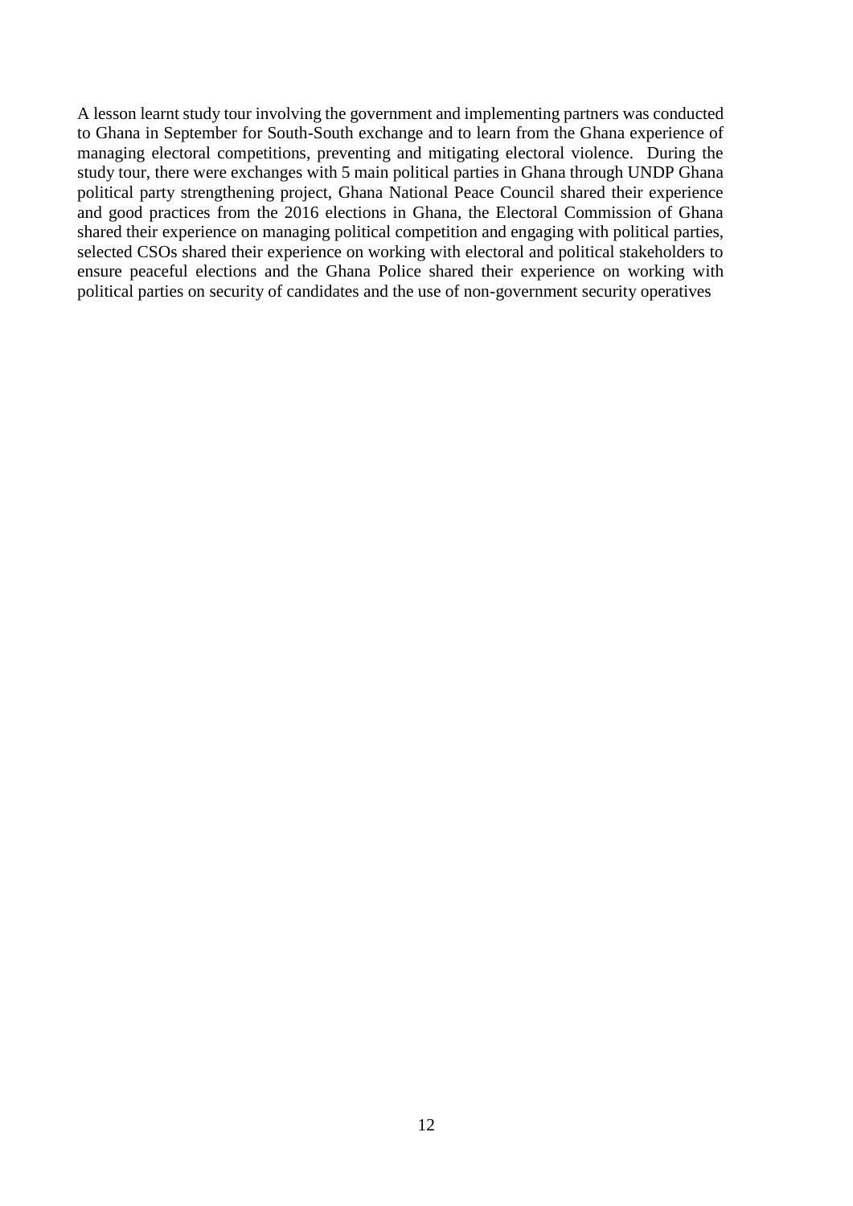A lesson learnt study tour involving the government and implementing partners was conducted to Ghana in September for South-South exchange and to learn from the Ghana experience of managing electoral competitions, preventing and mitigating electoral violence. During the study tour, there were exchanges with 5 main political parties in Ghana through UNDP Ghana political party strengthening project, Ghana National Peace Council shared their experience and good practices from the 2016 elections in Ghana, the Electoral Commission of Ghana shared their experience on managing political competition and engaging with political parties, selected CSOs shared their experience on working with electoral and political stakeholders to ensure peaceful elections and the Ghana Police shared their experience on working with political parties on security of candidates and the use of non-government security operatives